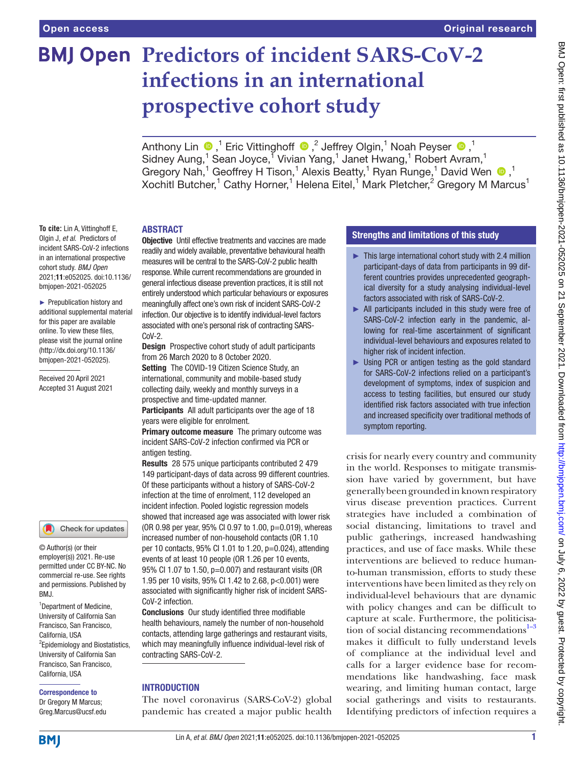# Predictors of incident SARS-CoV-2 infections in an international prospective cohort study

Anthony Lin [1], Eric Vittinghoff [2], Jeffrey Olgin [1], Noah Peyser [1], Sidney Aung [1], Sean Joyce [1], Vivian Yang [1], Janet Hwang [1], Robert Avram [1], Gregory Nah [1], Geoffrey H Tison [1], Alexis Beatty [1], Ryan Runge [1], David Wen [1], Xochitl Butcher [1], Cathy Horner [1], Helena Eitel [1], Mark Pletcher [2], Gregory M Marcus [1]

**To cite:** Lin A, Vittinghoff E, Olgin J, *et al.* Predictors of incident SARS-CoV-2 infections in an international prospective cohort study. *BMJ Open* 2021;**11**:e052025. doi:10.1136/bmjopen-2021-052025

► Prepublication history and additional supplemental material for this paper are available online. To view these files, please visit the journal online (http://dx.doi.org/10.1136/bmjopen-2021-052025).

Received 20 April 2021
Accepted 31 August 2021

© Author(s) (or their employer(s)) 2021. Re-use permitted under CC BY-NC. No commercial re-use. See rights and permissions. Published by BMJ.

[1] Department of Medicine, University of California San Francisco, San Francisco, California, USA
[2] Epidemiology and Biostatistics, University of California San Francisco, San Francisco, California, USA

**Correspondence to**
Dr Gregory M Marcus;
Greg.Marcus@ucsf.edu

## ABSTRACT

**Objective** Until effective treatments and vaccines are made readily and widely available, preventative behavioural health measures will be central to the SARS-CoV-2 public health response. While current recommendations are grounded in general infectious disease prevention practices, it is still not entirely understood which particular behaviours or exposures meaningfully affect one's own risk of incident SARS-CoV-2 infection. Our objective is to identify individual-level factors associated with one's personal risk of contracting SARS-CoV-2.

**Design** Prospective cohort study of adult participants from 26 March 2020 to 8 October 2020.

**Setting** The COVID-19 Citizen Science Study, an international, community and mobile-based study collecting daily, weekly and monthly surveys in a prospective and time-updated manner.

**Participants** All adult participants over the age of 18 years were eligible for enrolment.

**Primary outcome measure** The primary outcome was incident SARS-CoV-2 infection confirmed via PCR or antigen testing.

**Results** 28 575 unique participants contributed 2 479 149 participant-days of data across 99 different countries. Of these participants without a history of SARS-CoV-2 infection at the time of enrolment, 112 developed an incident infection. Pooled logistic regression models showed that increased age was associated with lower risk (OR 0.98 per year, 95% CI 0.97 to 1.00, p=0.019), whereas increased number of non-household contacts (OR 1.10 per 10 contacts, 95% CI 1.01 to 1.20, p=0.024), attending events of at least 10 people (OR 1.26 per 10 events, 95% CI 1.07 to 1.50, p=0.007) and restaurant visits (OR 1.95 per 10 visits, 95% CI 1.42 to 2.68, p<0.001) were associated with significantly higher risk of incident SARS-CoV-2 infection.

**Conclusions** Our study identified three modifiable health behaviours, namely the number of non-household contacts, attending large gatherings and restaurant visits, which may meaningfully influence individual-level risk of contracting SARS-CoV-2.

## Strengths and limitations of this study

- This large international cohort study with 2.4 million participant-days of data from participants in 99 different countries provides unprecedented geographical diversity for a study analysing individual-level factors associated with risk of SARS-CoV-2.
- All participants included in this study were free of SARS-CoV-2 infection early in the pandemic, allowing for real-time ascertainment of significant individual-level behaviours and exposures related to higher risk of incident infection.
- Using PCR or antigen testing as the gold standard for SARS-CoV-2 infections relied on a participant's development of symptoms, index of suspicion and access to testing facilities, but ensured our study identified risk factors associated with true infection and increased specificity over traditional methods of symptom reporting.

## INTRODUCTION

The novel coronavirus (SARS-CoV-2) global pandemic has created a major public health crisis for nearly every country and community in the world. Responses to mitigate transmission have varied by government, but have generally been grounded in known respiratory virus disease prevention practices. Current strategies have included a combination of social distancing, limitations to travel and public gatherings, increased handwashing practices, and use of face masks. While these interventions are believed to reduce human-to-human transmission, efforts to study these interventions have been limited as they rely on individual-level behaviours that are dynamic with policy changes and can be difficult to capture at scale. Furthermore, the politicisation of social distancing recommendations[1–3] makes it difficult to fully understand levels of compliance at the individual level and calls for a larger evidence base for recommendations like handwashing, face mask wearing, and limiting human contact, large social gatherings and visits to restaurants. Identifying predictors of infection requires a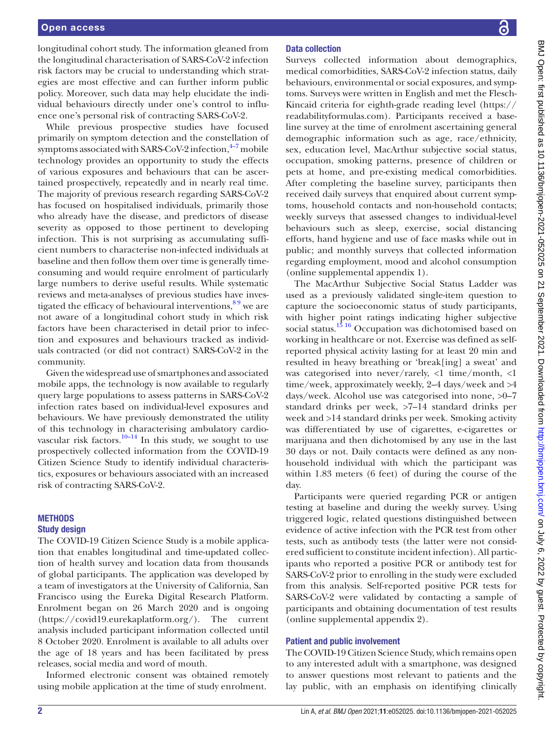longitudinal cohort study. The information gleaned from the longitudinal characterisation of SARS-CoV-2 infection risk factors may be crucial to understanding which strategies are most effective and can further inform public policy. Moreover, such data may help elucidate the individual behaviours directly under one's control to influence one's personal risk of contracting SARS-CoV-2.

While previous prospective studies have focused primarily on symptom detection and the constellation of symptoms associated with SARS-CoV-2 infection,[4–7] mobile technology provides an opportunity to study the effects of various exposures and behaviours that can be ascertained prospectively, repeatedly and in nearly real time. The majority of previous research regarding SARS-CoV-2 has focused on hospitalised individuals, primarily those who already have the disease, and predictors of disease severity as opposed to those pertinent to developing infection. This is not surprising as accumulating sufficient numbers to characterise non-infected individuals at baseline and then follow them over time is generally time-consuming and would require enrolment of particularly large numbers to derive useful results. While systematic reviews and meta-analyses of previous studies have investigated the efficacy of behavioural interventions,[8 9] we are not aware of a longitudinal cohort study in which risk factors have been characterised in detail prior to infection and exposures and behaviours tracked as individuals contracted (or did not contract) SARS-CoV-2 in the community.

Given the widespread use of smartphones and associated mobile apps, the technology is now available to regularly query large populations to assess patterns in SARS-CoV-2 infection rates based on individual-level exposures and behaviours. We have previously demonstrated the utility of this technology in characterising ambulatory cardiovascular risk factors.[10–14] In this study, we sought to use prospectively collected information from the COVID-19 Citizen Science Study to identify individual characteristics, exposures or behaviours associated with an increased risk of contracting SARS-CoV-2.

## METHODS

### Study design

The COVID-19 Citizen Science Study is a mobile application that enables longitudinal and time-updated collection of health survey and location data from thousands of global participants. The application was developed by a team of investigators at the University of California, San Francisco using the Eureka Digital Research Platform. Enrolment began on 26 March 2020 and is ongoing (https://covid19.eurekaplatform.org/). The current analysis included participant information collected until 8 October 2020. Enrolment is available to all adults over the age of 18 years and has been facilitated by press releases, social media and word of mouth.

Informed electronic consent was obtained remotely using mobile application at the time of study enrolment.

### Data collection

Surveys collected information about demographics, medical comorbidities, SARS-CoV-2 infection status, daily behaviours, environmental or social exposures, and symptoms. Surveys were written in English and met the Flesch-Kincaid criteria for eighth-grade reading level (https://readabilityformulas.com). Participants received a baseline survey at the time of enrolment ascertaining general demographic information such as age, race/ethnicity, sex, education level, MacArthur subjective social status, occupation, smoking patterns, presence of children or pets at home, and pre-existing medical comorbidities. After completing the baseline survey, participants then received daily surveys that enquired about current symptoms, household contacts and non-household contacts; weekly surveys that assessed changes to individual-level behaviours such as sleep, exercise, social distancing efforts, hand hygiene and use of face masks while out in public; and monthly surveys that collected information regarding employment, mood and alcohol consumption (online supplemental appendix 1).

The MacArthur Subjective Social Status Ladder was used as a previously validated single-item question to capture the socioeconomic status of study participants, with higher point ratings indicating higher subjective social status.[15 16] Occupation was dichotomised based on working in healthcare or not. Exercise was defined as self-reported physical activity lasting for at least 20 min and resulted in heavy breathing or 'break[ing] a sweat' and was categorised into never/rarely, <1 time/month, <1 time/week, approximately weekly, 2–4 days/week and >4 days/week. Alcohol use was categorised into none, >0–7 standard drinks per week, >7–14 standard drinks per week and >14 standard drinks per week. Smoking activity was differentiated by use of cigarettes, e-cigarettes or marijuana and then dichotomised by any use in the last 30 days or not. Daily contacts were defined as any non-household individual with which the participant was within 1.83 meters (6 feet) of during the course of the day.

Participants were queried regarding PCR or antigen testing at baseline and during the weekly survey. Using triggered logic, related questions distinguished between evidence of active infection with the PCR test from other tests, such as antibody tests (the latter were not considered sufficient to constitute incident infection). All participants who reported a positive PCR or antibody test for SARS-CoV-2 prior to enrolling in the study were excluded from this analysis. Self-reported positive PCR tests for SARS-CoV-2 were validated by contacting a sample of participants and obtaining documentation of test results (online supplemental appendix 2).

### Patient and public involvement

The COVID-19 Citizen Science Study, which remains open to any interested adult with a smartphone, was designed to answer questions most relevant to patients and the lay public, with an emphasis on identifying clinically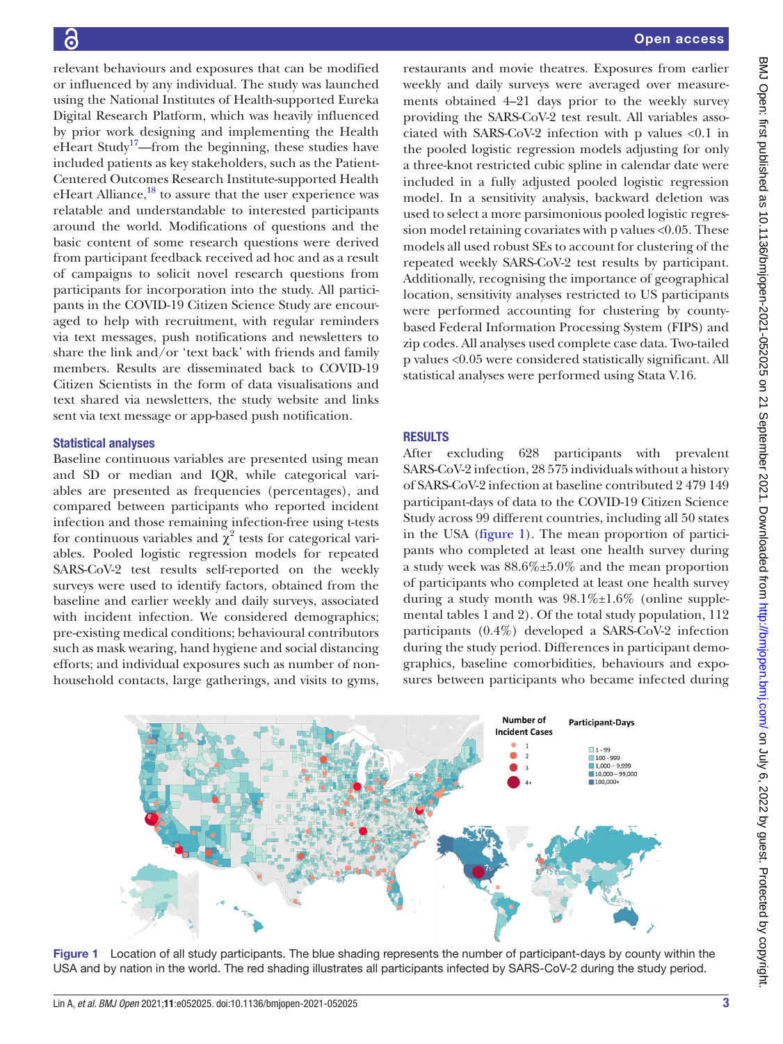relevant behaviours and exposures that can be modified or influenced by any individual. The study was launched using the National Institutes of Health-supported Eureka Digital Research Platform, which was heavily influenced by prior work designing and implementing the Health eHeart Study[17]—from the beginning, these studies have included patients as key stakeholders, such as the Patient-Centered Outcomes Research Institute-supported Health eHeart Alliance,[18] to assure that the user experience was relatable and understandable to interested participants around the world. Modifications of questions and the basic content of some research questions were derived from participant feedback received ad hoc and as a result of campaigns to solicit novel research questions from participants for incorporation into the study. All participants in the COVID-19 Citizen Science Study are encouraged to help with recruitment, with regular reminders via text messages, push notifications and newsletters to share the link and/or 'text back' with friends and family members. Results are disseminated back to COVID-19 Citizen Scientists in the form of data visualisations and text shared via newsletters, the study website and links sent via text message or app-based push notification.

### Statistical analyses

Baseline continuous variables are presented using mean and SD or median and IQR, while categorical variables are presented as frequencies (percentages), and compared between participants who reported incident infection and those remaining infection-free using t-tests for continuous variables and $\chi^2$ tests for categorical variables. Pooled logistic regression models for repeated SARS-CoV-2 test results self-reported on the weekly surveys were used to identify factors, obtained from the baseline and earlier weekly and daily surveys, associated with incident infection. We considered demographics; pre-existing medical conditions; behavioural contributors such as mask wearing, hand hygiene and social distancing efforts; and individual exposures such as number of non-household contacts, large gatherings, and visits to gyms, restaurants and movie theatres. Exposures from earlier weekly and daily surveys were averaged over measurements obtained 4–21 days prior to the weekly survey providing the SARS-CoV-2 test result. All variables associated with SARS-CoV-2 infection with p values <0.1 in the pooled logistic regression models adjusting for only a three-knot restricted cubic spline in calendar date were included in a fully adjusted pooled logistic regression model. In a sensitivity analysis, backward deletion was used to select a more parsimonious pooled logistic regression model retaining covariates with p values <0.05. These models all used robust SEs to account for clustering of the repeated weekly SARS-CoV-2 test results by participant. Additionally, recognising the importance of geographical location, sensitivity analyses restricted to US participants were performed accounting for clustering by county-based Federal Information Processing System (FIPS) and zip codes. All analyses used complete case data. Two-tailed p values <0.05 were considered statistically significant. All statistical analyses were performed using Stata V.16.

## RESULTS

After excluding 628 participants with prevalent SARS-CoV-2 infection, 28 575 individuals without a history of SARS-CoV-2 infection at baseline contributed 2 479 149 participant-days of data to the COVID-19 Citizen Science Study across 99 different countries, including all 50 states in the USA (figure 1). The mean proportion of participants who completed at least one health survey during a study week was 88.6%±5.0% and the mean proportion of participants who completed at least one health survey during a study month was 98.1%±1.6% (online supplemental tables 1 and 2). Of the total study population, 112 participants (0.4%) developed a SARS-CoV-2 infection during the study period. Differences in participant demographics, baseline comorbidities, behaviours and exposures between participants who became infected during

Figure 1 Location of all study participants. The blue shading represents the number of participant-days by county within the USA and by nation in the world. The red shading illustrates all participants infected by SARS-CoV-2 during the study period.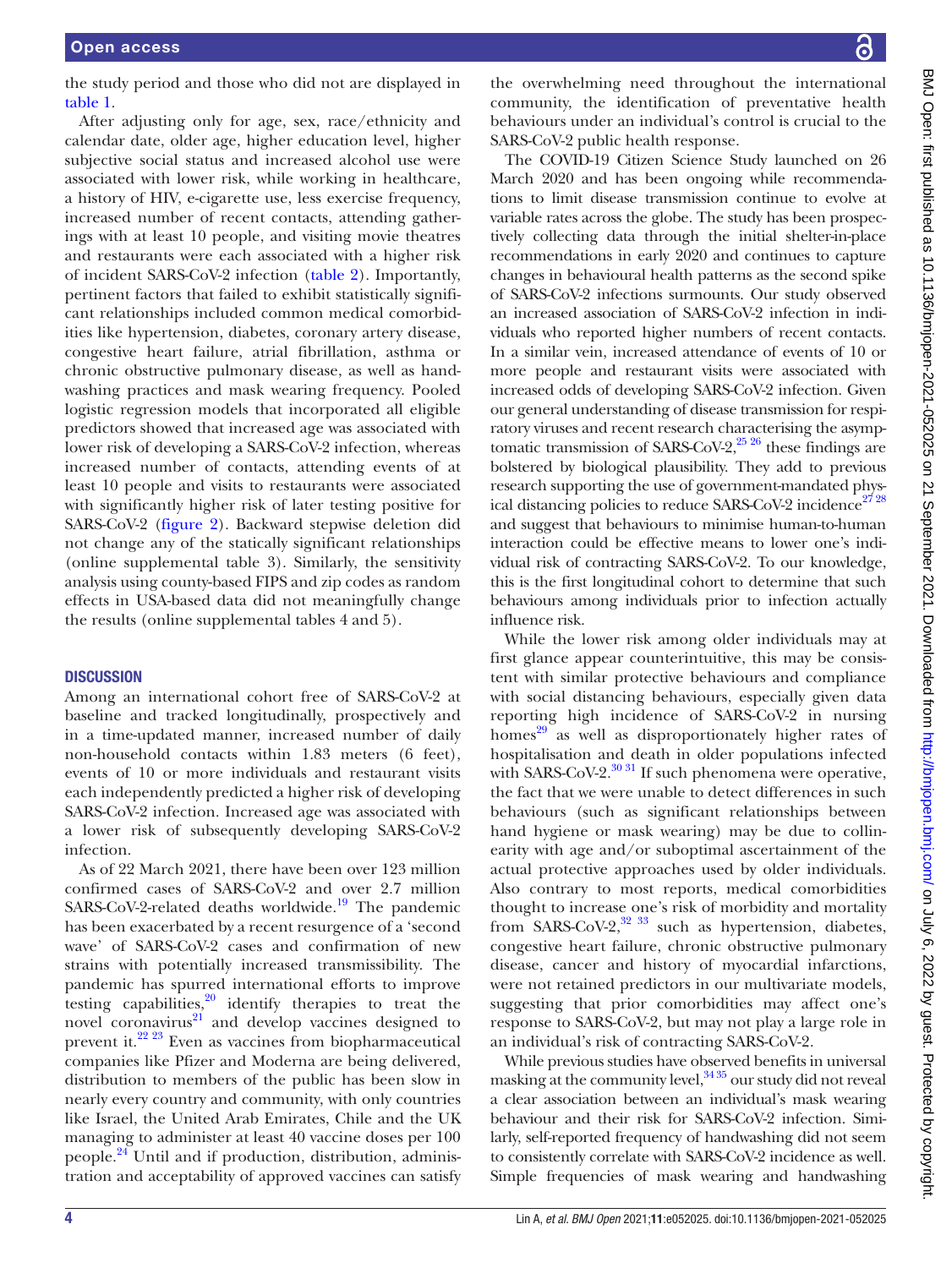the study period and those who did not are displayed in table 1.

After adjusting only for age, sex, race/ethnicity and calendar date, older age, higher education level, higher subjective social status and increased alcohol use were associated with lower risk, while working in healthcare, a history of HIV, e-cigarette use, less exercise frequency, increased number of recent contacts, attending gatherings with at least 10 people, and visiting movie theatres and restaurants were each associated with a higher risk of incident SARS-CoV-2 infection (table 2). Importantly, pertinent factors that failed to exhibit statistically significant relationships included common medical comorbidities like hypertension, diabetes, coronary artery disease, congestive heart failure, atrial fibrillation, asthma or chronic obstructive pulmonary disease, as well as handwashing practices and mask wearing frequency. Pooled logistic regression models that incorporated all eligible predictors showed that increased age was associated with lower risk of developing a SARS-CoV-2 infection, whereas increased number of contacts, attending events of at least 10 people and visits to restaurants were associated with significantly higher risk of later testing positive for SARS-CoV-2 (figure 2). Backward stepwise deletion did not change any of the statically significant relationships (online supplemental table 3). Similarly, the sensitivity analysis using county-based FIPS and zip codes as random effects in USA-based data did not meaningfully change the results (online supplemental tables 4 and 5).

## DISCUSSION

Among an international cohort free of SARS-CoV-2 at baseline and tracked longitudinally, prospectively and in a time-updated manner, increased number of daily non-household contacts within 1.83 meters (6 feet), events of 10 or more individuals and restaurant visits each independently predicted a higher risk of developing SARS-CoV-2 infection. Increased age was associated with a lower risk of subsequently developing SARS-CoV-2 infection.

As of 22 March 2021, there have been over 123 million confirmed cases of SARS-CoV-2 and over 2.7 million SARS-CoV-2-related deaths worldwide.[19] The pandemic has been exacerbated by a recent resurgence of a 'second wave' of SARS-CoV-2 cases and confirmation of new strains with potentially increased transmissibility. The pandemic has spurred international efforts to improve testing capabilities,[20] identify therapies to treat the novel coronavirus[21] and develop vaccines designed to prevent it.[22 23] Even as vaccines from biopharmaceutical companies like Pfizer and Moderna are being delivered, distribution to members of the public has been slow in nearly every country and community, with only countries like Israel, the United Arab Emirates, Chile and the UK managing to administer at least 40 vaccine doses per 100 people.[24] Until and if production, distribution, administration and acceptability of approved vaccines can satisfy the overwhelming need throughout the international community, the identification of preventative health behaviours under an individual's control is crucial to the SARS-CoV-2 public health response.

The COVID-19 Citizen Science Study launched on 26 March 2020 and has been ongoing while recommendations to limit disease transmission continue to evolve at variable rates across the globe. The study has been prospectively collecting data through the initial shelter-in-place recommendations in early 2020 and continues to capture changes in behavioural health patterns as the second spike of SARS-CoV-2 infections surmounts. Our study observed an increased association of SARS-CoV-2 infection in individuals who reported higher numbers of recent contacts. In a similar vein, increased attendance of events of 10 or more people and restaurant visits were associated with increased odds of developing SARS-CoV-2 infection. Given our general understanding of disease transmission for respiratory viruses and recent research characterising the asymptomatic transmission of SARS-CoV-2,[25 26] these findings are bolstered by biological plausibility. They add to previous research supporting the use of government-mandated physical distancing policies to reduce SARS-CoV-2 incidence[27 28] and suggest that behaviours to minimise human-to-human interaction could be effective means to lower one's individual risk of contracting SARS-CoV-2. To our knowledge, this is the first longitudinal cohort to determine that such behaviours among individuals prior to infection actually influence risk.

While the lower risk among older individuals may at first glance appear counterintuitive, this may be consistent with similar protective behaviours and compliance with social distancing behaviours, especially given data reporting high incidence of SARS-CoV-2 in nursing homes[29] as well as disproportionately higher rates of hospitalisation and death in older populations infected with SARS-CoV-2.[30 31] If such phenomena were operative, the fact that we were unable to detect differences in such behaviours (such as significant relationships between hand hygiene or mask wearing) may be due to collinearity with age and/or suboptimal ascertainment of the actual protective approaches used by older individuals. Also contrary to most reports, medical comorbidities thought to increase one's risk of morbidity and mortality from SARS-CoV-2,[32 33] such as hypertension, diabetes, congestive heart failure, chronic obstructive pulmonary disease, cancer and history of myocardial infarctions, were not retained predictors in our multivariate models, suggesting that prior comorbidities may affect one's response to SARS-CoV-2, but may not play a large role in an individual's risk of contracting SARS-CoV-2.

While previous studies have observed benefits in universal masking at the community level,[34 35] our study did not reveal a clear association between an individual's mask wearing behaviour and their risk for SARS-CoV-2 infection. Similarly, self-reported frequency of handwashing did not seem to consistently correlate with SARS-CoV-2 incidence as well. Simple frequencies of mask wearing and handwashing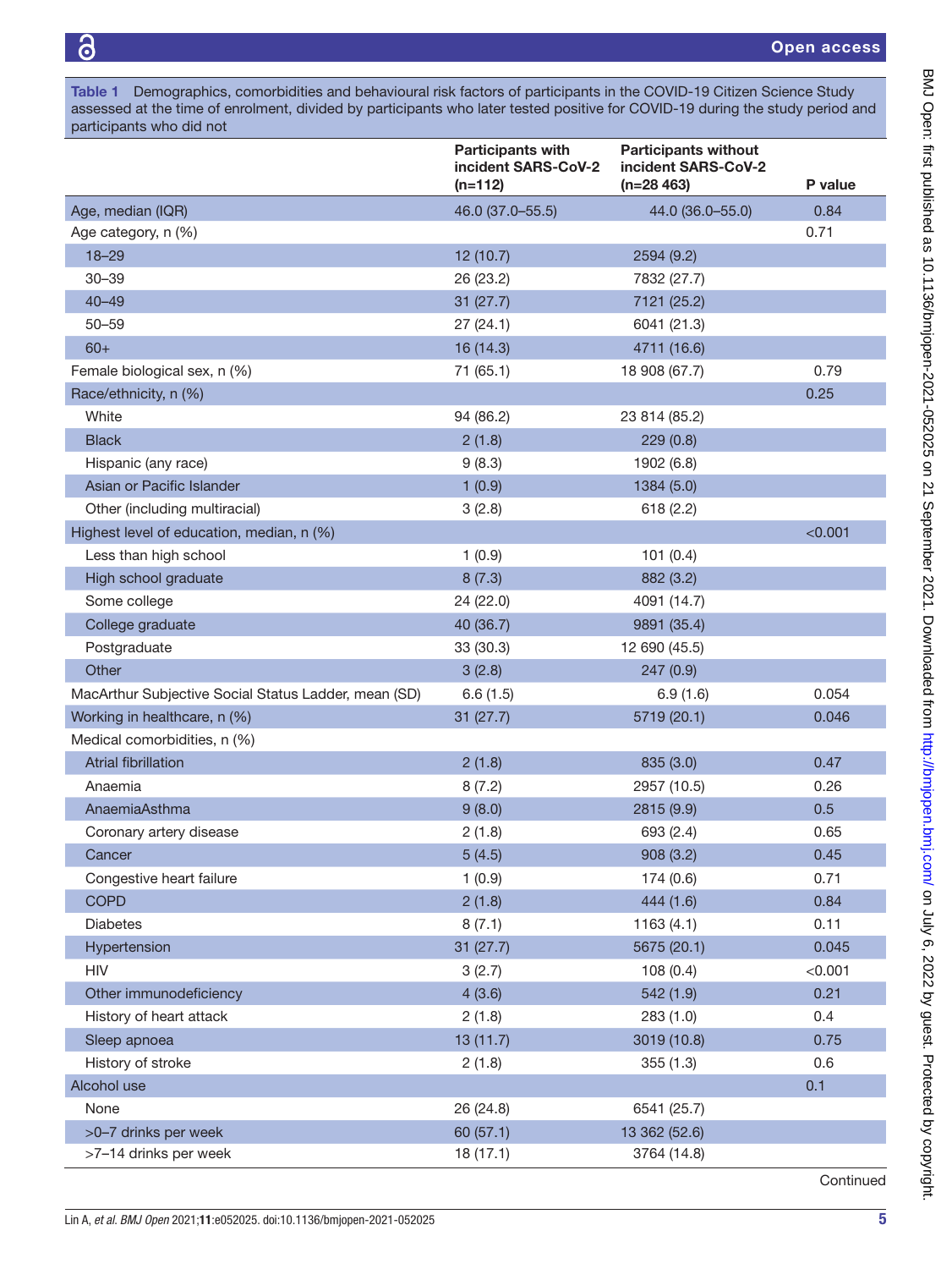**Table 1** Demographics, comorbidities and behavioural risk factors of participants in the COVID-19 Citizen Science Study assessed at the time of enrolment, divided by participants who later tested positive for COVID-19 during the study period and participants who did not

| | Participants with incident SARS-CoV-2 (n=112) | Participants without incident SARS-CoV-2 (n=28 463) | P value |
|---|---|---|---|
| Age, median (IQR) | 46.0 (37.0–55.5) | 44.0 (36.0–55.0) | 0.84 |
| Age category, n (%) | | | 0.71 |
| 18–29 | 12 (10.7) | 2594 (9.2) | |
| 30–39 | 26 (23.2) | 7832 (27.7) | |
| 40–49 | 31 (27.7) | 7121 (25.2) | |
| 50–59 | 27 (24.1) | 6041 (21.3) | |
| 60+ | 16 (14.3) | 4711 (16.6) | |
| Female biological sex, n (%) | 71 (65.1) | 18 908 (67.7) | 0.79 |
| Race/ethnicity, n (%) | | | 0.25 |
| White | 94 (86.2) | 23 814 (85.2) | |
| Black | 2 (1.8) | 229 (0.8) | |
| Hispanic (any race) | 9 (8.3) | 1902 (6.8) | |
| Asian or Pacific Islander | 1 (0.9) | 1384 (5.0) | |
| Other (including multiracial) | 3 (2.8) | 618 (2.2) | |
| Highest level of education, median, n (%) | | | <0.001 |
| Less than high school | 1 (0.9) | 101 (0.4) | |
| High school graduate | 8 (7.3) | 882 (3.2) | |
| Some college | 24 (22.0) | 4091 (14.7) | |
| College graduate | 40 (36.7) | 9891 (35.4) | |
| Postgraduate | 33 (30.3) | 12 690 (45.5) | |
| Other | 3 (2.8) | 247 (0.9) | |
| MacArthur Subjective Social Status Ladder, mean (SD) | 6.6 (1.5) | 6.9 (1.6) | 0.054 |
| Working in healthcare, n (%) | 31 (27.7) | 5719 (20.1) | 0.046 |
| Medical comorbidities, n (%) | | | |
| Atrial fibrillation | 2 (1.8) | 835 (3.0) | 0.47 |
| Anaemia | 8 (7.2) | 2957 (10.5) | 0.26 |
| AnaemiaAsthma | 9 (8.0) | 2815 (9.9) | 0.5 |
| Coronary artery disease | 2 (1.8) | 693 (2.4) | 0.65 |
| Cancer | 5 (4.5) | 908 (3.2) | 0.45 |
| Congestive heart failure | 1 (0.9) | 174 (0.6) | 0.71 |
| COPD | 2 (1.8) | 444 (1.6) | 0.84 |
| Diabetes | 8 (7.1) | 1163 (4.1) | 0.11 |
| Hypertension | 31 (27.7) | 5675 (20.1) | 0.045 |
| HIV | 3 (2.7) | 108 (0.4) | <0.001 |
| Other immunodeficiency | 4 (3.6) | 542 (1.9) | 0.21 |
| History of heart attack | 2 (1.8) | 283 (1.0) | 0.4 |
| Sleep apnoea | 13 (11.7) | 3019 (10.8) | 0.75 |
| History of stroke | 2 (1.8) | 355 (1.3) | 0.6 |
| Alcohol use | | | 0.1 |
| None | 26 (24.8) | 6541 (25.7) | |
| >0–7 drinks per week | 60 (57.1) | 13 362 (52.6) | |
| >7–14 drinks per week | 18 (17.1) | 3764 (14.8) | |

Continued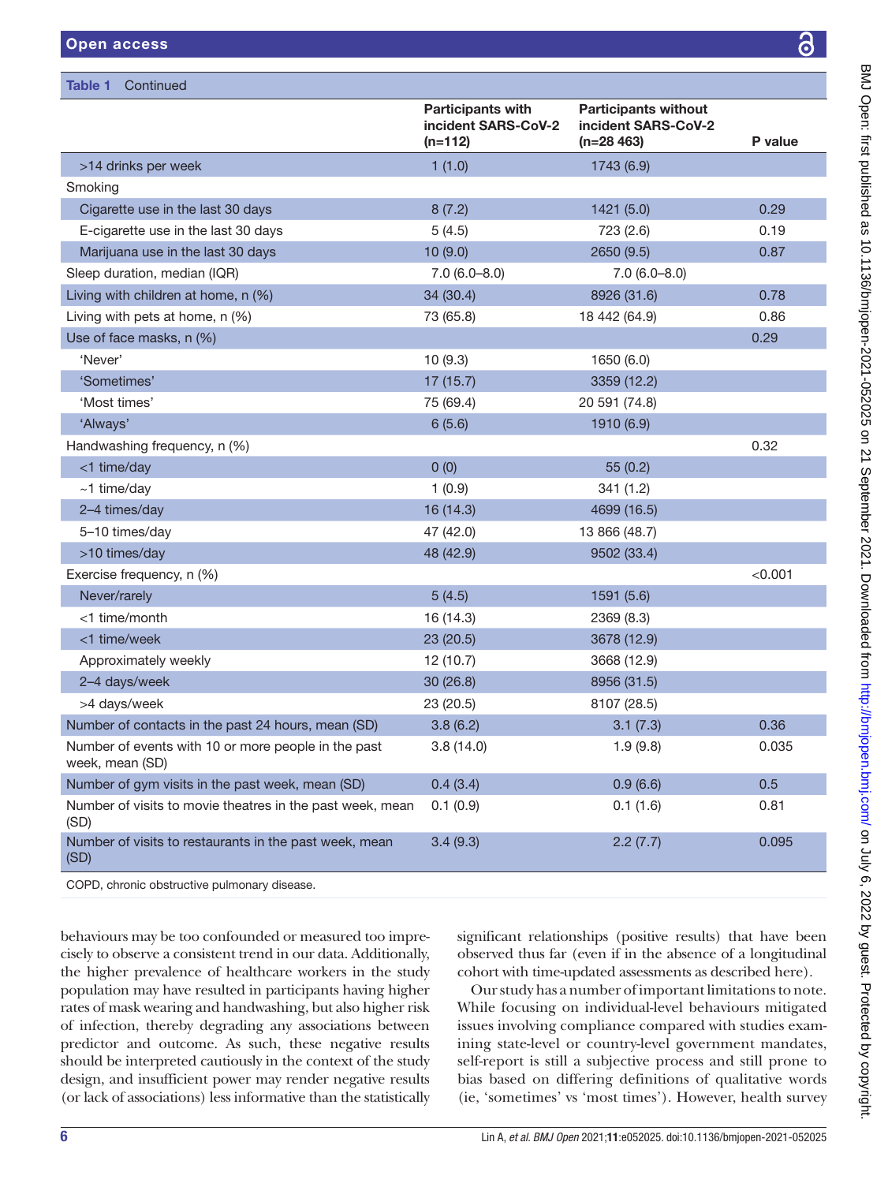**Table 1** Continued

| | Participants with incident SARS-CoV-2 (n=112) | Participants without incident SARS-CoV-2 (n=28 463) | P value |
|---|---|---|---|
| >14 drinks per week | 1 (1.0) | 1743 (6.9) | |
| Smoking | | | |
| Cigarette use in the last 30 days | 8 (7.2) | 1421 (5.0) | 0.29 |
| E-cigarette use in the last 30 days | 5 (4.5) | 723 (2.6) | 0.19 |
| Marijuana use in the last 30 days | 10 (9.0) | 2650 (9.5) | 0.87 |
| Sleep duration, median (IQR) | 7.0 (6.0–8.0) | 7.0 (6.0–8.0) | |
| Living with children at home, n (%) | 34 (30.4) | 8926 (31.6) | 0.78 |
| Living with pets at home, n (%) | 73 (65.8) | 18 442 (64.9) | 0.86 |
| Use of face masks, n (%) | | | 0.29 |
| 'Never' | 10 (9.3) | 1650 (6.0) | |
| 'Sometimes' | 17 (15.7) | 3359 (12.2) | |
| 'Most times' | 75 (69.4) | 20 591 (74.8) | |
| 'Always' | 6 (5.6) | 1910 (6.9) | |
| Handwashing frequency, n (%) | | | 0.32 |
| <1 time/day | 0 (0) | 55 (0.2) | |
| ~1 time/day | 1 (0.9) | 341 (1.2) | |
| 2–4 times/day | 16 (14.3) | 4699 (16.5) | |
| 5–10 times/day | 47 (42.0) | 13 866 (48.7) | |
| >10 times/day | 48 (42.9) | 9502 (33.4) | |
| Exercise frequency, n (%) | | | <0.001 |
| Never/rarely | 5 (4.5) | 1591 (5.6) | |
| <1 time/month | 16 (14.3) | 2369 (8.3) | |
| <1 time/week | 23 (20.5) | 3678 (12.9) | |
| Approximately weekly | 12 (10.7) | 3668 (12.9) | |
| 2–4 days/week | 30 (26.8) | 8956 (31.5) | |
| >4 days/week | 23 (20.5) | 8107 (28.5) | |
| Number of contacts in the past 24 hours, mean (SD) | 3.8 (6.2) | 3.1 (7.3) | 0.36 |
| Number of events with 10 or more people in the past week, mean (SD) | 3.8 (14.0) | 1.9 (9.8) | 0.035 |
| Number of gym visits in the past week, mean (SD) | 0.4 (3.4) | 0.9 (6.6) | 0.5 |
| Number of visits to movie theatres in the past week, mean (SD) | 0.1 (0.9) | 0.1 (1.6) | 0.81 |
| Number of visits to restaurants in the past week, mean (SD) | 3.4 (9.3) | 2.2 (7.7) | 0.095 |

COPD, chronic obstructive pulmonary disease.

behaviours may be too confounded or measured too imprecisely to observe a consistent trend in our data. Additionally, the higher prevalence of healthcare workers in the study population may have resulted in participants having higher rates of mask wearing and handwashing, but also higher risk of infection, thereby degrading any associations between predictor and outcome. As such, these negative results should be interpreted cautiously in the context of the study design, and insufficient power may render negative results (or lack of associations) less informative than the statistically significant relationships (positive results) that have been observed thus far (even if in the absence of a longitudinal cohort with time-updated assessments as described here).

Our study has a number of important limitations to note. While focusing on individual-level behaviours mitigated issues involving compliance compared with studies examining state-level or country-level government mandates, self-report is still a subjective process and still prone to bias based on differing definitions of qualitative words (ie, 'sometimes' vs 'most times'). However, health survey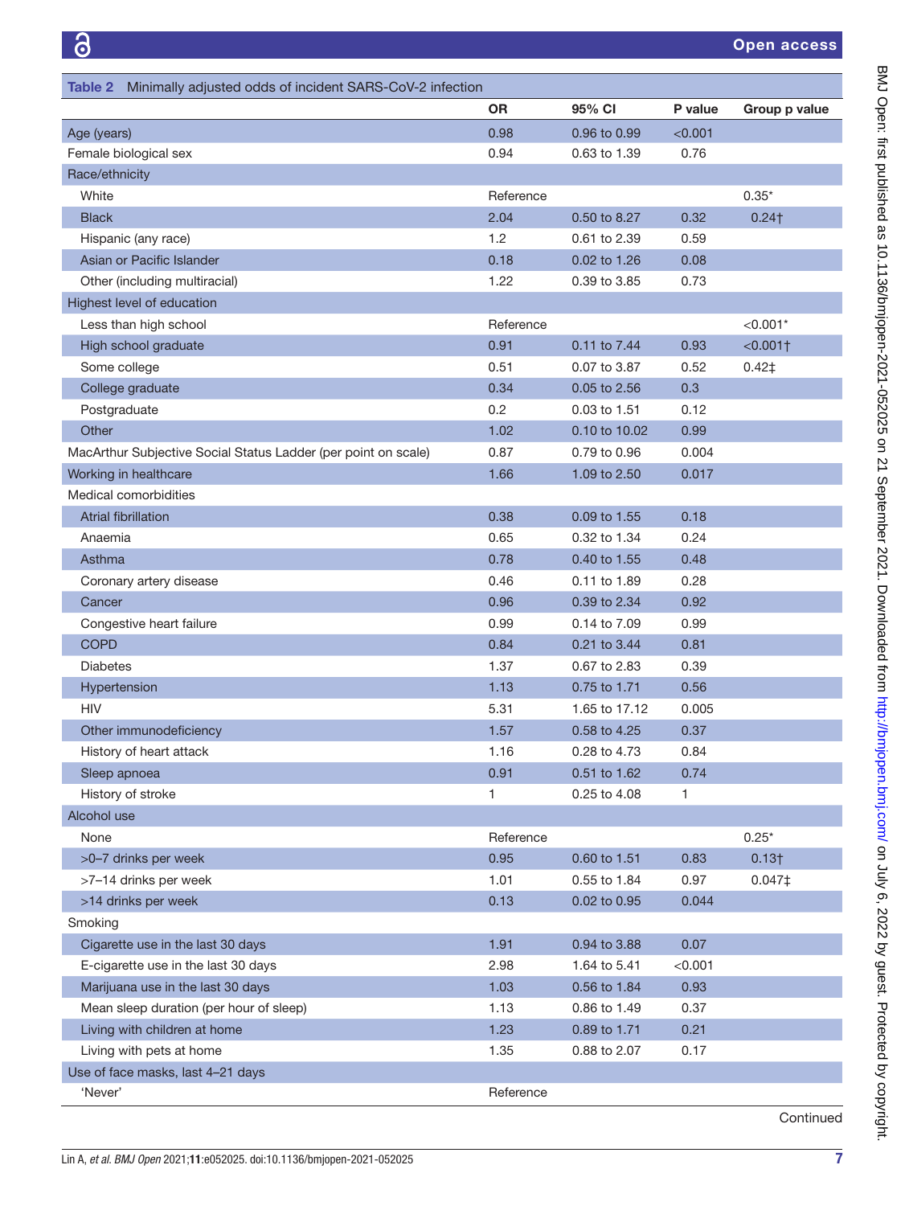**Table 2** Minimally adjusted odds of incident SARS-CoV-2 infection

| | OR | 95% CI | P value | Group p value |
|---|---|---|---|---|
| Age (years) | 0.98 | 0.96 to 0.99 | <0.001 | |
| Female biological sex | 0.94 | 0.63 to 1.39 | 0.76 | |
| Race/ethnicity | | | | |
| White | Reference | | | 0.35* |
| Black | 2.04 | 0.50 to 8.27 | 0.32 | 0.24† |
| Hispanic (any race) | 1.2 | 0.61 to 2.39 | 0.59 | |
| Asian or Pacific Islander | 0.18 | 0.02 to 1.26 | 0.08 | |
| Other (including multiracial) | 1.22 | 0.39 to 3.85 | 0.73 | |
| Highest level of education | | | | |
| Less than high school | Reference | | | <0.001* |
| High school graduate | 0.91 | 0.11 to 7.44 | 0.93 | <0.001† |
| Some college | 0.51 | 0.07 to 3.87 | 0.52 | 0.42‡ |
| College graduate | 0.34 | 0.05 to 2.56 | 0.3 | |
| Postgraduate | 0.2 | 0.03 to 1.51 | 0.12 | |
| Other | 1.02 | 0.10 to 10.02 | 0.99 | |
| MacArthur Subjective Social Status Ladder (per point on scale) | 0.87 | 0.79 to 0.96 | 0.004 | |
| Working in healthcare | 1.66 | 1.09 to 2.50 | 0.017 | |
| Medical comorbidities | | | | |
| Atrial fibrillation | 0.38 | 0.09 to 1.55 | 0.18 | |
| Anaemia | 0.65 | 0.32 to 1.34 | 0.24 | |
| Asthma | 0.78 | 0.40 to 1.55 | 0.48 | |
| Coronary artery disease | 0.46 | 0.11 to 1.89 | 0.28 | |
| Cancer | 0.96 | 0.39 to 2.34 | 0.92 | |
| Congestive heart failure | 0.99 | 0.14 to 7.09 | 0.99 | |
| COPD | 0.84 | 0.21 to 3.44 | 0.81 | |
| Diabetes | 1.37 | 0.67 to 2.83 | 0.39 | |
| Hypertension | 1.13 | 0.75 to 1.71 | 0.56 | |
| HIV | 5.31 | 1.65 to 17.12 | 0.005 | |
| Other immunodeficiency | 1.57 | 0.58 to 4.25 | 0.37 | |
| History of heart attack | 1.16 | 0.28 to 4.73 | 0.84 | |
| Sleep apnoea | 0.91 | 0.51 to 1.62 | 0.74 | |
| History of stroke | 1 | 0.25 to 4.08 | 1 | |
| Alcohol use | | | | |
| None | Reference | | | 0.25* |
| >0–7 drinks per week | 0.95 | 0.60 to 1.51 | 0.83 | 0.13† |
| >7–14 drinks per week | 1.01 | 0.55 to 1.84 | 0.97 | 0.047‡ |
| >14 drinks per week | 0.13 | 0.02 to 0.95 | 0.044 | |
| Smoking | | | | |
| Cigarette use in the last 30 days | 1.91 | 0.94 to 3.88 | 0.07 | |
| E-cigarette use in the last 30 days | 2.98 | 1.64 to 5.41 | <0.001 | |
| Marijuana use in the last 30 days | 1.03 | 0.56 to 1.84 | 0.93 | |
| Mean sleep duration (per hour of sleep) | 1.13 | 0.86 to 1.49 | 0.37 | |
| Living with children at home | 1.23 | 0.89 to 1.71 | 0.21 | |
| Living with pets at home | 1.35 | 0.88 to 2.07 | 0.17 | |
| Use of face masks, last 4–21 days | | | | |
| 'Never' | Reference | | | |

Continued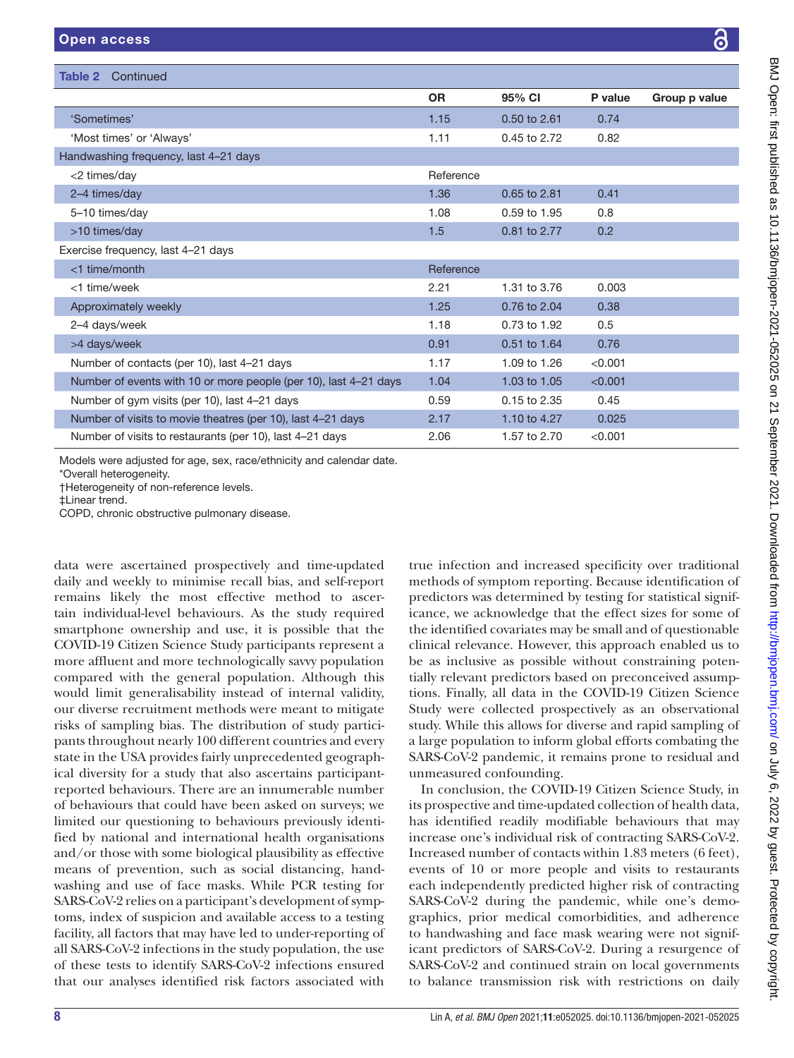**Table 2** Continued

| | OR | 95% CI | P value | Group p value |
|---|---|---|---|---|
| 'Sometimes' | 1.15 | 0.50 to 2.61 | 0.74 | |
| 'Most times' or 'Always' | 1.11 | 0.45 to 2.72 | 0.82 | |
| Handwashing frequency, last 4–21 days | | | | |
| <2 times/day | Reference | | | |
| 2–4 times/day | 1.36 | 0.65 to 2.81 | 0.41 | |
| 5–10 times/day | 1.08 | 0.59 to 1.95 | 0.8 | |
| >10 times/day | 1.5 | 0.81 to 2.77 | 0.2 | |
| Exercise frequency, last 4–21 days | | | | |
| <1 time/month | Reference | | | |
| <1 time/week | 2.21 | 1.31 to 3.76 | 0.003 | |
| Approximately weekly | 1.25 | 0.76 to 2.04 | 0.38 | |
| 2–4 days/week | 1.18 | 0.73 to 1.92 | 0.5 | |
| >4 days/week | 0.91 | 0.51 to 1.64 | 0.76 | |
| Number of contacts (per 10), last 4–21 days | 1.17 | 1.09 to 1.26 | <0.001 | |
| Number of events with 10 or more people (per 10), last 4–21 days | 1.04 | 1.03 to 1.05 | <0.001 | |
| Number of gym visits (per 10), last 4–21 days | 0.59 | 0.15 to 2.35 | 0.45 | |
| Number of visits to movie theatres (per 10), last 4–21 days | 2.17 | 1.10 to 4.27 | 0.025 | |
| Number of visits to restaurants (per 10), last 4–21 days | 2.06 | 1.57 to 2.70 | <0.001 | |

Models were adjusted for age, sex, race/ethnicity and calendar date.
*Overall heterogeneity.
†Heterogeneity of non-reference levels.
‡Linear trend.
COPD, chronic obstructive pulmonary disease.

data were ascertained prospectively and time-updated daily and weekly to minimise recall bias, and self-report remains likely the most effective method to ascertain individual-level behaviours. As the study required smartphone ownership and use, it is possible that the COVID-19 Citizen Science Study participants represent a more affluent and more technologically savvy population compared with the general population. Although this would limit generalisability instead of internal validity, our diverse recruitment methods were meant to mitigate risks of sampling bias. The distribution of study participants throughout nearly 100 different countries and every state in the USA provides fairly unprecedented geographical diversity for a study that also ascertains participant-reported behaviours. There are an innumerable number of behaviours that could have been asked on surveys; we limited our questioning to behaviours previously identified by national and international health organisations and/or those with some biological plausibility as effective means of prevention, such as social distancing, handwashing and use of face masks. While PCR testing for SARS-CoV-2 relies on a participant's development of symptoms, index of suspicion and available access to a testing facility, all factors that may have led to under-reporting of all SARS-CoV-2 infections in the study population, the use of these tests to identify SARS-CoV-2 infections ensured that our analyses identified risk factors associated with true infection and increased specificity over traditional methods of symptom reporting. Because identification of predictors was determined by testing for statistical significance, we acknowledge that the effect sizes for some of the identified covariates may be small and of questionable clinical relevance. However, this approach enabled us to be as inclusive as possible without constraining potentially relevant predictors based on preconceived assumptions. Finally, all data in the COVID-19 Citizen Science Study were collected prospectively as an observational study. While this allows for diverse and rapid sampling of a large population to inform global efforts combating the SARS-CoV-2 pandemic, it remains prone to residual and unmeasured confounding.

In conclusion, the COVID-19 Citizen Science Study, in its prospective and time-updated collection of health data, has identified readily modifiable behaviours that may increase one's individual risk of contracting SARS-CoV-2. Increased number of contacts within 1.83 meters (6 feet), events of 10 or more people and visits to restaurants each independently predicted higher risk of contracting SARS-CoV-2 during the pandemic, while one's demographics, prior medical comorbidities, and adherence to handwashing and face mask wearing were not significant predictors of SARS-CoV-2. During a resurgence of SARS-CoV-2 and continued strain on local governments to balance transmission risk with restrictions on daily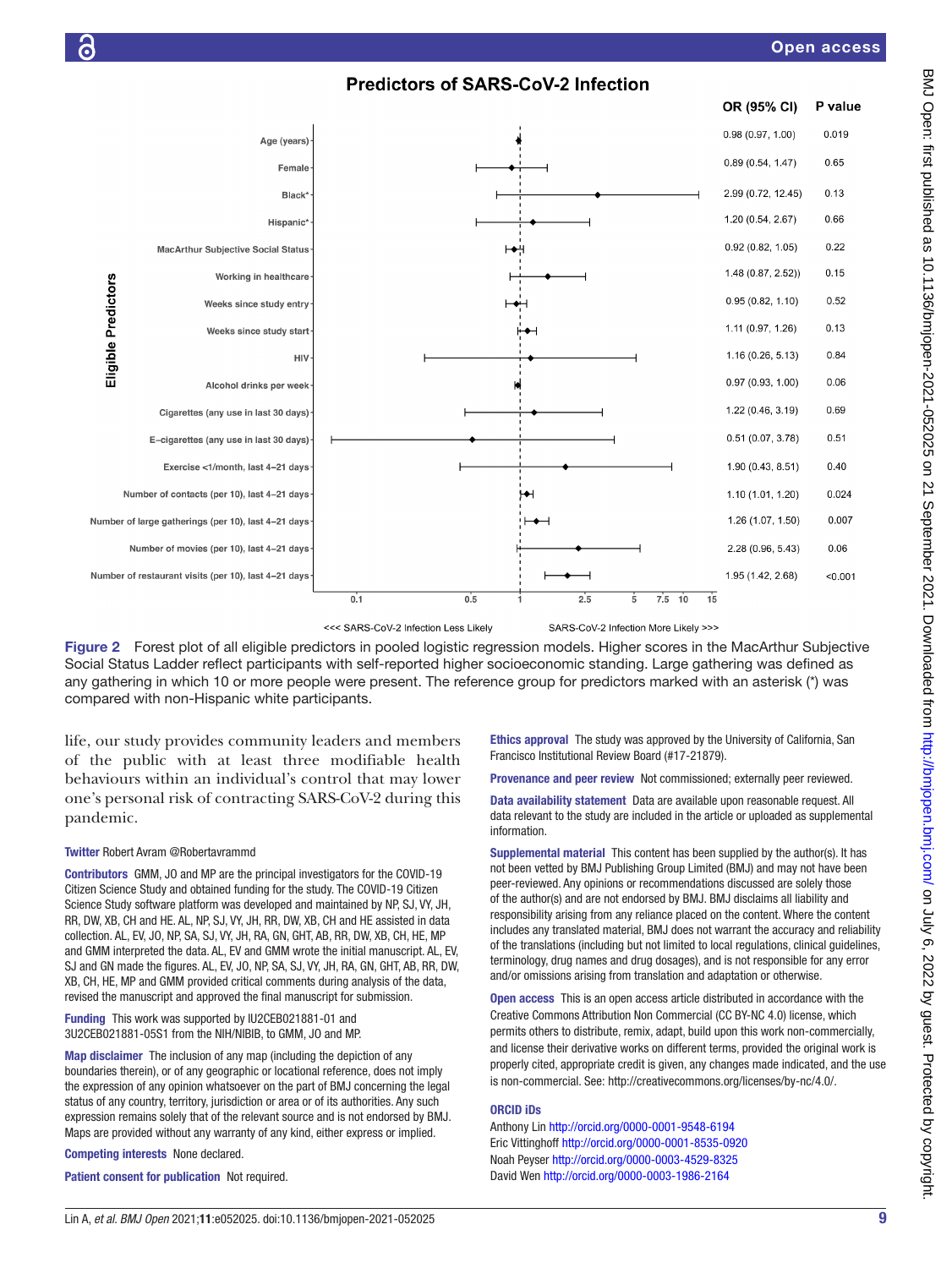**Predictors of SARS-CoV-2 Infection**

| Eligible Predictors | OR (95% CI) | P value |
| --- | --- | --- |
| Age (years) | 0.98 (0.97, 1.00) | 0.019 |
| Female | 0.89 (0.54, 1.47) | 0.65 |
| Black* | 2.99 (0.72, 12.45) | 0.13 |
| Hispanic* | 1.20 (0.54, 2.67) | 0.66 |
| MacArthur Subjective Social Status | 0.92 (0.82, 1.05) | 0.22 |
| Working in healthcare | 1.48 (0.87, 2.52)) | 0.15 |
| Weeks since study entry | 0.95 (0.82, 1.10) | 0.52 |
| Weeks since study start | 1.11 (0.97, 1.26) | 0.13 |
| HIV | 1.16 (0.26, 5.13) | 0.84 |
| Alcohol drinks per week | 0.97 (0.93, 1.00) | 0.06 |
| Cigarettes (any use in last 30 days) | 1.22 (0.46, 3.19) | 0.69 |
| E–cigarettes (any use in last 30 days) | 0.51 (0.07, 3.78) | 0.51 |
| Exercise <1/month, last 4–21 days | 1.90 (0.43, 8.51) | 0.40 |
| Number of contacts (per 10), last 4–21 days | 1.10 (1.01, 1.20) | 0.024 |
| Number of large gatherings (per 10), last 4–21 days | 1.26 (1.07, 1.50) | 0.007 |
| Number of movies (per 10), last 4–21 days | 2.28 (0.96, 5.43) | 0.06 |
| Number of restaurant visits (per 10), last 4–21 days | 1.95 (1.42, 2.68) | <0.001 |

<<< SARS-CoV-2 Infection Less Likely — SARS-CoV-2 Infection More Likely >>>

**Figure 2** Forest plot of all eligible predictors in pooled logistic regression models. Higher scores in the MacArthur Subjective Social Status Ladder reflect participants with self-reported higher socioeconomic standing. Large gathering was defined as any gathering in which 10 or more people were present. The reference group for predictors marked with an asterisk (*) was compared with non-Hispanic white participants.

life, our study provides community leaders and members of the public with at least three modifiable health behaviours within an individual's control that may lower one's personal risk of contracting SARS-CoV-2 during this pandemic.

**Twitter** Robert Avram @Robertavrammd

**Contributors** GMM, JO and MP are the principal investigators for the COVID-19 Citizen Science Study and obtained funding for the study. The COVID-19 Citizen Science Study software platform was developed and maintained by NP, SJ, VY, JH, RR, DW, XB, CH and HE. AL, NP, SJ, VY, JH, RR, DW, XB, CH and HE assisted in data collection. AL, EV, JO, NP, SA, SJ, VY, JH, RA, GN, GHT, AB, RR, DW, XB, CH, HE, MP and GMM interpreted the data. AL, EV and GMM wrote the initial manuscript. AL, EV, SJ and GN made the figures. AL, EV, JO, NP, SA, SJ, VY, JH, RA, GN, GHT, AB, RR, DW, XB, CH, HE, MP and GMM provided critical comments during analysis of the data, revised the manuscript and approved the final manuscript for submission.

**Funding** This work was supported by lU2CEB021881-01 and 3U2CEB021881-05S1 from the NIH/NIBIB, to GMM, JO and MP.

**Map disclaimer** The inclusion of any map (including the depiction of any boundaries therein), or of any geographic or locational reference, does not imply the expression of any opinion whatsoever on the part of BMJ concerning the legal status of any country, territory, jurisdiction or area or of its authorities. Any such expression remains solely that of the relevant source and is not endorsed by BMJ. Maps are provided without any warranty of any kind, either express or implied.

**Competing interests** None declared.

**Patient consent for publication** Not required.

**Ethics approval** The study was approved by the University of California, San Francisco Institutional Review Board (#17-21879).

**Provenance and peer review** Not commissioned; externally peer reviewed.

**Data availability statement** Data are available upon reasonable request. All data relevant to the study are included in the article or uploaded as supplemental information.

**Supplemental material** This content has been supplied by the author(s). It has not been vetted by BMJ Publishing Group Limited (BMJ) and may not have been peer-reviewed. Any opinions or recommendations discussed are solely those of the author(s) and are not endorsed by BMJ. BMJ disclaims all liability and responsibility arising from any reliance placed on the content. Where the content includes any translated material, BMJ does not warrant the accuracy and reliability of the translations (including but not limited to local regulations, clinical guidelines, terminology, drug names and drug dosages), and is not responsible for any error and/or omissions arising from translation and adaptation or otherwise.

**Open access** This is an open access article distributed in accordance with the Creative Commons Attribution Non Commercial (CC BY-NC 4.0) license, which permits others to distribute, remix, adapt, build upon this work non-commercially, and license their derivative works on different terms, provided the original work is properly cited, appropriate credit is given, any changes made indicated, and the use is non-commercial. See: http://creativecommons.org/licenses/by-nc/4.0/.

**ORCID iDs**

Anthony Lin http://orcid.org/0000-0001-9548-6194
Eric Vittinghoff http://orcid.org/0000-0001-8535-0920
Noah Peyser http://orcid.org/0000-0003-4529-8325
David Wen http://orcid.org/0000-0003-1986-2164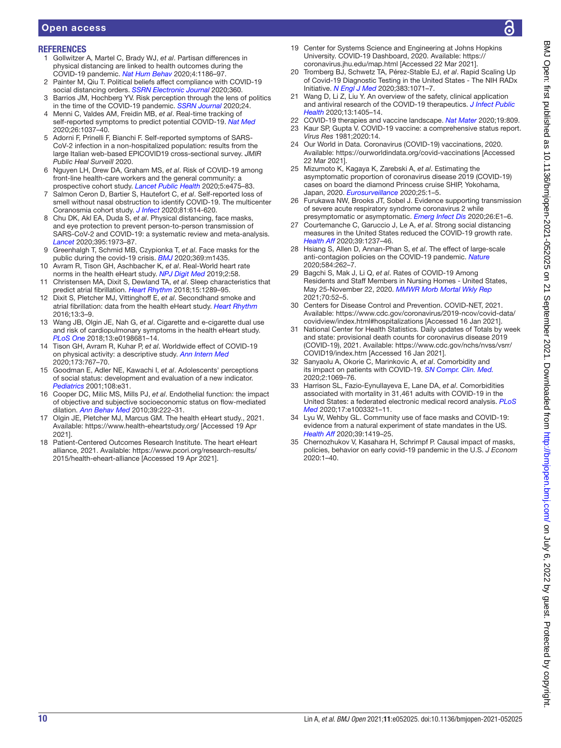## REFERENCES

1. Gollwitzer A, Martel C, Brady WJ, *et al*. Partisan differences in physical distancing are linked to health outcomes during the COVID-19 pandemic. *Nat Hum Behav* 2020;4:1186–97.
2. Painter M, Qiu T. Political beliefs affect compliance with COVID-19 social distancing orders. *SSRN Electronic Journal* 2020;360.
3. Barrios JM, Hochberg YV. Risk perception through the lens of politics in the time of the COVID-19 pandemic. *SSRN Journal* 2020;24.
4. Menni C, Valdes AM, Freidin MB, *et al*. Real-time tracking of self-reported symptoms to predict potential COVID-19. *Nat Med* 2020;26:1037–40.
5. Adorni F, Prinelli F, Bianchi F. Self-reported symptoms of SARS-CoV-2 infection in a non-hospitalized population: results from the large Italian web-based EPICOVID19 cross-sectional survey. *JMIR Public Heal Surveill* 2020.
6. Nguyen LH, Drew DA, Graham MS, *et al*. Risk of COVID-19 among front-line health-care workers and the general community: a prospective cohort study. *Lancet Public Health* 2020;5:e475–83.
7. Salmon Ceron D, Bartier S, Hautefort C, *et al*. Self-reported loss of smell without nasal obstruction to identify COVID-19. The multicenter Coranosmia cohort study. *J Infect* 2020;81:614-620.
8. Chu DK, Akl EA, Duda S, *et al*. Physical distancing, face masks, and eye protection to prevent person-to-person transmission of SARS-CoV-2 and COVID-19: a systematic review and meta-analysis. *Lancet* 2020;395:1973–87.
9. Greenhalgh T, Schmid MB, Czypionka T, *et al*. Face masks for the public during the covid-19 crisis. *BMJ* 2020;369:m1435.
10. Avram R, Tison GH, Aschbacher K, *et al*. Real-World heart rate norms in the health eHeart study. *NPJ Digit Med* 2019;2:58.
11. Christensen MA, Dixit S, Dewland TA, *et al*. Sleep characteristics that predict atrial fibrillation. *Heart Rhythm* 2018;15:1289–95.
12. Dixit S, Pletcher MJ, Vittinghoff E, *et al*. Secondhand smoke and atrial fibrillation: data from the health eHeart study. *Heart Rhythm* 2016;13:3–9.
13. Wang JB, Olgin JE, Nah G, *et al*. Cigarette and e-cigarette dual use and risk of cardiopulmonary symptoms in the health eHeart study. *PLoS One* 2018;13:e0198681–14.
14. Tison GH, Avram R, Kuhar P, *et al*. Worldwide effect of COVID-19 on physical activity: a descriptive study. *Ann Intern Med* 2020;173:767–70.
15. Goodman E, Adler NE, Kawachi I, *et al*. Adolescents' perceptions of social status: development and evaluation of a new indicator. *Pediatrics* 2001;108:e31.
16. Cooper DC, Milic MS, Mills PJ, *et al*. Endothelial function: the impact of objective and subjective socioeconomic status on flow-mediated dilation. *Ann Behav Med* 2010;39:222–31.
17. Olgin JE, Pletcher MJ, Marcus GM. The health eHeart study., 2021. Available: https://www.health-eheartstudy.org/ [Accessed 19 Apr 2021].
18. Patient-Centered Outcomes Research Institute. The heart eHeart alliance, 2021. Available: https://www.pcori.org/research-results/2015/health-eheart-alliance [Accessed 19 Apr 2021].
19. Center for Systems Science and Engineering at Johns Hopkins University. COVID-19 Dashboard, 2020. Available: https://coronavirus.jhu.edu/map.html [Accessed 22 Mar 2021].
20. Tromberg BJ, Schwetz TA, Pérez-Stable EJ, *et al*. Rapid Scaling Up of Covid-19 Diagnostic Testing in the United States - The NIH RADx Initiative. *N Engl J Med* 2020;383:1071–7.
21. Wang D, Li Z, Liu Y. An overview of the safety, clinical application and antiviral research of the COVID-19 therapeutics. *J Infect Public Health* 2020;13:1405–14.
22. COVID-19 therapies and vaccine landscape. *Nat Mater* 2020;19:809.
23. Kaur SP, Gupta V. COVID-19 vaccine: a comprehensive status report. *Virus Res* 1981;2020:14.
24. Our World in Data. Coronavirus (COVID-19) vaccinations, 2020. Available: https://ourworldindata.org/covid-vaccinations [Accessed 22 Mar 2021].
25. Mizumoto K, Kagaya K, Zarebski A, *et al*. Estimating the asymptomatic proportion of coronavirus disease 2019 (COVID-19) cases on board the diamond Princess cruise SHIP, Yokohama, Japan, 2020. *Eurosurveillance* 2020;25:1–5.
26. Furukawa NW, Brooks JT, Sobel J. Evidence supporting transmission of severe acute respiratory syndrome coronavirus 2 while presymptomatic or asymptomatic. *Emerg Infect Dis* 2020;26:E1–6.
27. Courtemanche C, Garuccio J, Le A, *et al*. Strong social distancing measures in the United States reduced the COVID-19 growth rate. *Health Aff* 2020;39:1237–46.
28. Hsiang S, Allen D, Annan-Phan S, *et al*. The effect of large-scale anti-contagion policies on the COVID-19 pandemic. *Nature* 2020;584:262–7.
29. Bagchi S, Mak J, Li Q, *et al*. Rates of COVID-19 Among Residents and Staff Members in Nursing Homes - United States, May 25-November 22, 2020. *MMWR Morb Mortal Wkly Rep* 2021;70:52–5.
30. Centers for Disease Control and Prevention. COVID-NET, 2021. Available: https://www.cdc.gov/coronavirus/2019-ncov/covid-data/covidview/index.html#hospitalizations [Accessed 16 Jan 2021].
31. National Center for Health Statistics. Daily updates of Totals by week and state: provisional death counts for coronavirus disease 2019 (COVID-19), 2021. Available: https://www.cdc.gov/nchs/nvss/vsrr/COVID19/index.htm [Accessed 16 Jan 2021].
32. Sanyaolu A, Okorie C, Marinkovic A, *et al*. Comorbidity and its impact on patients with COVID-19. *SN Compr. Clin. Med.* 2020;2:1069–76.
33. Harrison SL, Fazio-Eynullayeva E, Lane DA, *et al*. Comorbidities associated with mortality in 31,461 adults with COVID-19 in the United States: a federated electronic medical record analysis. *PLoS Med* 2020;17:e1003321–11.
34. Lyu W, Wehby GL. Community use of face masks and COVID-19: evidence from a natural experiment of state mandates in the US. *Health Aff* 2020;39:1419–25.
35. Chernozhukov V, Kasahara H, Schrimpf P. Causal impact of masks, policies, behavior on early covid-19 pandemic in the U.S. *J Econom* 2020:1–40.